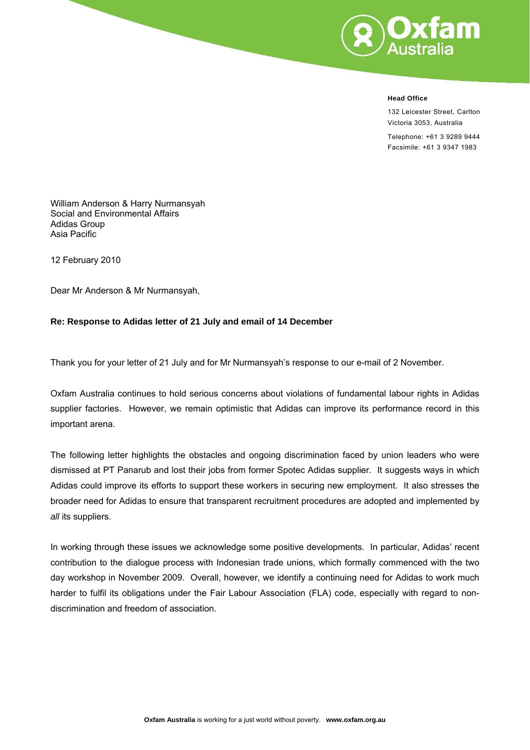Oxfam Australia

**Head Office**

132 Leicester Street, Carlton
Victoria 3053, Australia

Telephone: +61 3 9289 9444
Facsimile: +61 3 9347 1983

William Anderson & Harry Nurmansyah
Social and Environmental Affairs
Adidas Group
Asia Pacific

12 February 2010

Dear Mr Anderson & Mr Nurmansyah,

**Re: Response to Adidas letter of 21 July and email of 14 December**

Thank you for your letter of 21 July and for Mr Nurmansyah's response to our e-mail of 2 November.

Oxfam Australia continues to hold serious concerns about violations of fundamental labour rights in Adidas supplier factories. However, we remain optimistic that Adidas can improve its performance record in this important arena.

The following letter highlights the obstacles and ongoing discrimination faced by union leaders who were dismissed at PT Panarub and lost their jobs from former Spotec Adidas supplier. It suggests ways in which Adidas could improve its efforts to support these workers in securing new employment. It also stresses the broader need for Adidas to ensure that transparent recruitment procedures are adopted and implemented by *all* its suppliers.

In working through these issues we acknowledge some positive developments. In particular, Adidas' recent contribution to the dialogue process with Indonesian trade unions, which formally commenced with the two day workshop in November 2009. Overall, however, we identify a continuing need for Adidas to work much harder to fulfil its obligations under the Fair Labour Association (FLA) code, especially with regard to non-discrimination and freedom of association.

**Oxfam Australia** is working for a just world without poverty. **www.oxfam.org.au**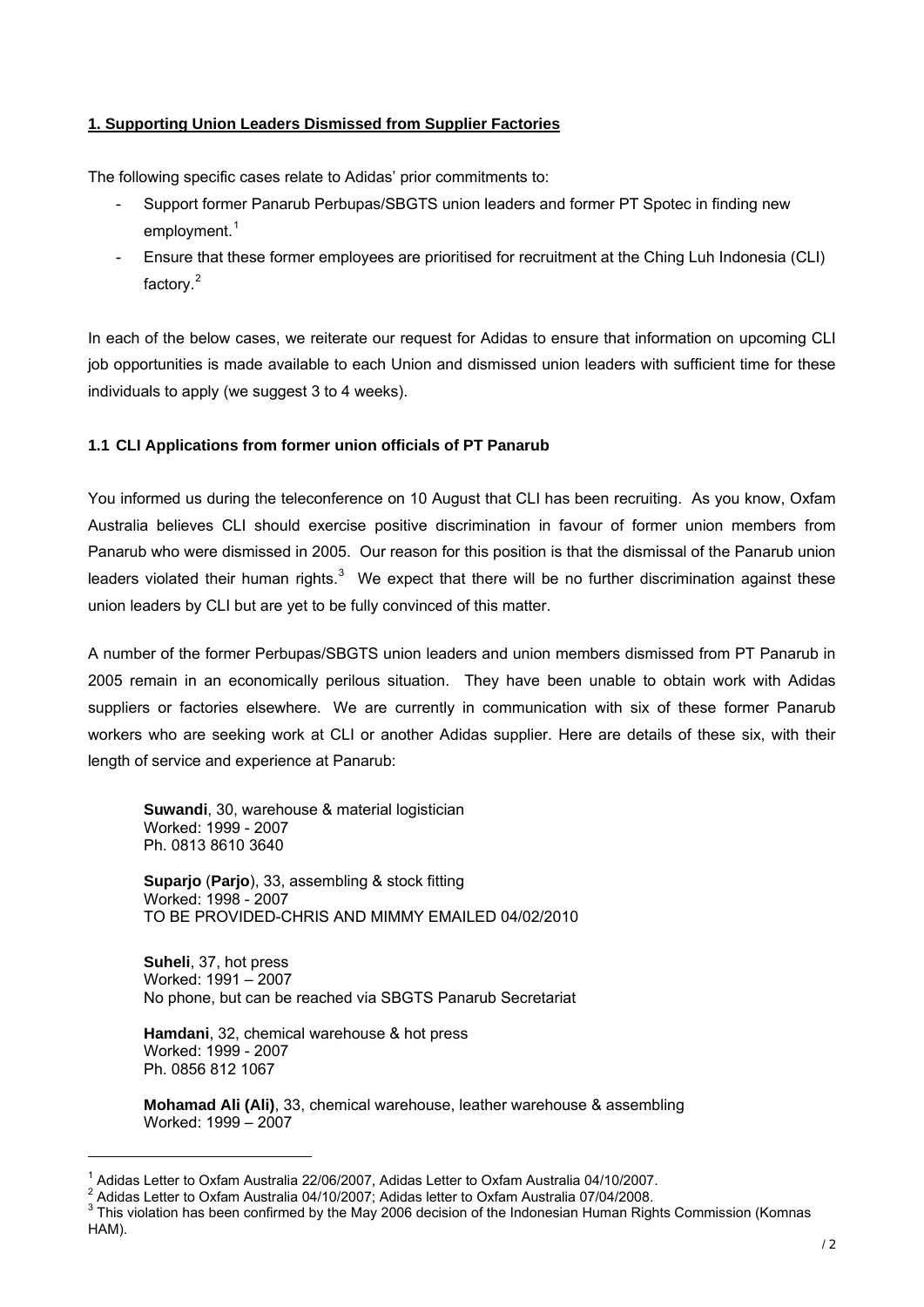## 1. Supporting Union Leaders Dismissed from Supplier Factories

The following specific cases relate to Adidas' prior commitments to:

- Support former Panarub Perbupas/SBGTS union leaders and former PT Spotec in finding new employment.[1]
- Ensure that these former employees are prioritised for recruitment at the Ching Luh Indonesia (CLI) factory.[2]

In each of the below cases, we reiterate our request for Adidas to ensure that information on upcoming CLI job opportunities is made available to each Union and dismissed union leaders with sufficient time for these individuals to apply (we suggest 3 to 4 weeks).

### 1.1 CLI Applications from former union officials of PT Panarub

You informed us during the teleconference on 10 August that CLI has been recruiting. As you know, Oxfam Australia believes CLI should exercise positive discrimination in favour of former union members from Panarub who were dismissed in 2005. Our reason for this position is that the dismissal of the Panarub union leaders violated their human rights.[3] We expect that there will be no further discrimination against these union leaders by CLI but are yet to be fully convinced of this matter.

A number of the former Perbupas/SBGTS union leaders and union members dismissed from PT Panarub in 2005 remain in an economically perilous situation. They have been unable to obtain work with Adidas suppliers or factories elsewhere. We are currently in communication with six of these former Panarub workers who are seeking work at CLI or another Adidas supplier. Here are details of these six, with their length of service and experience at Panarub:

**Suwandi**, 30, warehouse & material logistician
Worked: 1999 - 2007
Ph. 0813 8610 3640

**Suparjo** (**Parjo**), 33, assembling & stock fitting
Worked: 1998 - 2007
TO BE PROVIDED-CHRIS AND MIMMY EMAILED 04/02/2010

**Suheli**, 37, hot press
Worked: 1991 – 2007
No phone, but can be reached via SBGTS Panarub Secretariat

**Hamdani**, 32, chemical warehouse & hot press
Worked: 1999 - 2007
Ph. 0856 812 1067

**Mohamad Ali (Ali)**, 33, chemical warehouse, leather warehouse & assembling
Worked: 1999 – 2007

---

[1] Adidas Letter to Oxfam Australia 22/06/2007, Adidas Letter to Oxfam Australia 04/10/2007.
[2] Adidas Letter to Oxfam Australia 04/10/2007; Adidas letter to Oxfam Australia 07/04/2008.
[3] This violation has been confirmed by the May 2006 decision of the Indonesian Human Rights Commission (Komnas HAM).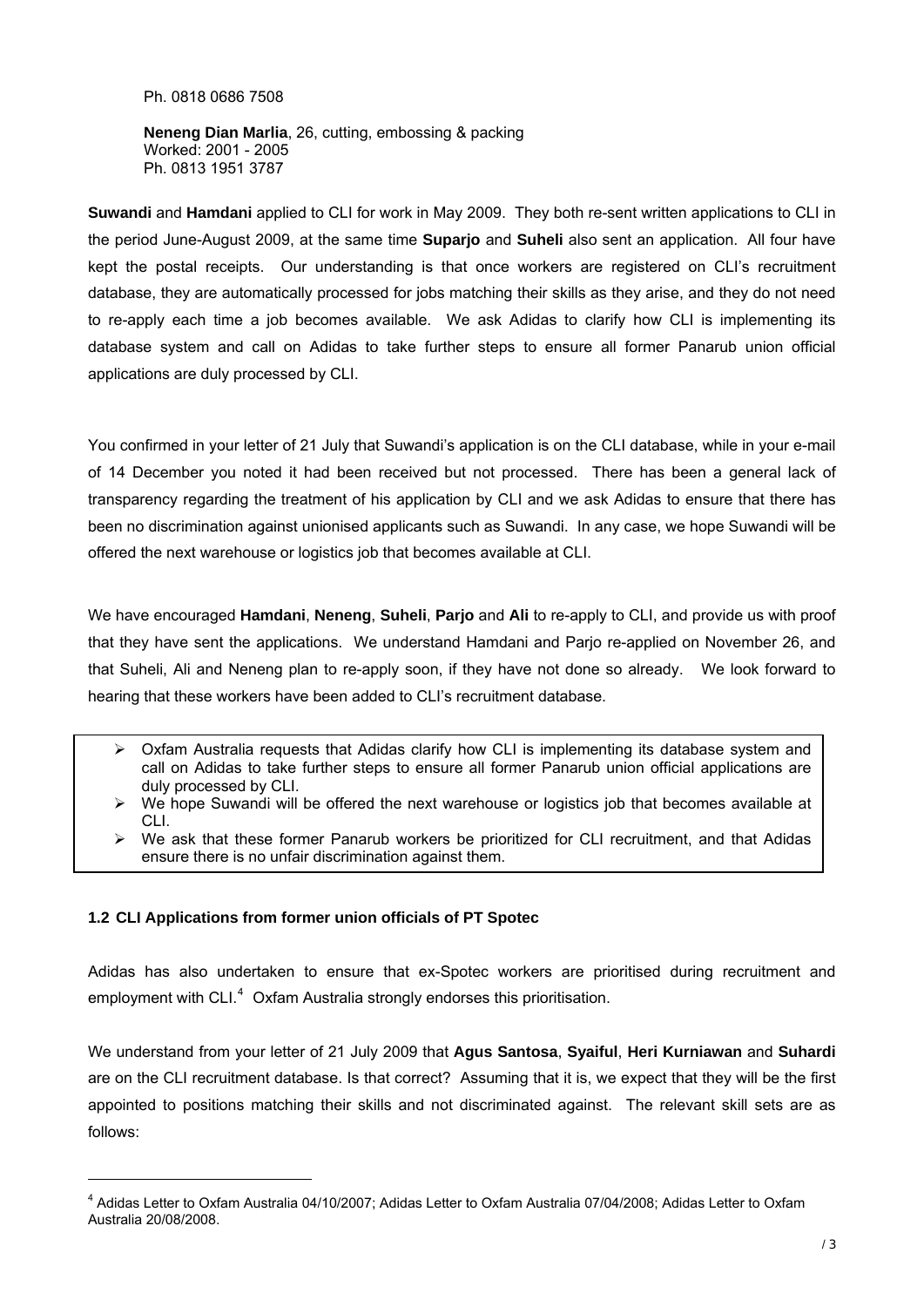Ph. 0818 0686 7508

**Neneng Dian Marlia**, 26, cutting, embossing & packing
Worked: 2001 - 2005
Ph. 0813 1951 3787

**Suwandi** and **Hamdani** applied to CLI for work in May 2009. They both re-sent written applications to CLI in the period June-August 2009, at the same time **Suparjo** and **Suheli** also sent an application. All four have kept the postal receipts. Our understanding is that once workers are registered on CLI's recruitment database, they are automatically processed for jobs matching their skills as they arise, and they do not need to re-apply each time a job becomes available. We ask Adidas to clarify how CLI is implementing its database system and call on Adidas to take further steps to ensure all former Panarub union official applications are duly processed by CLI.

You confirmed in your letter of 21 July that Suwandi's application is on the CLI database, while in your e-mail of 14 December you noted it had been received but not processed. There has been a general lack of transparency regarding the treatment of his application by CLI and we ask Adidas to ensure that there has been no discrimination against unionised applicants such as Suwandi. In any case, we hope Suwandi will be offered the next warehouse or logistics job that becomes available at CLI.

We have encouraged **Hamdani**, **Neneng**, **Suheli**, **Parjo** and **Ali** to re-apply to CLI, and provide us with proof that they have sent the applications. We understand Hamdani and Parjo re-applied on November 26, and that Suheli, Ali and Neneng plan to re-apply soon, if they have not done so already. We look forward to hearing that these workers have been added to CLI's recruitment database.

- Oxfam Australia requests that Adidas clarify how CLI is implementing its database system and call on Adidas to take further steps to ensure all former Panarub union official applications are duly processed by CLI.
- We hope Suwandi will be offered the next warehouse or logistics job that becomes available at CLI.
- We ask that these former Panarub workers be prioritized for CLI recruitment, and that Adidas ensure there is no unfair discrimination against them.

### 1.2 CLI Applications from former union officials of PT Spotec

Adidas has also undertaken to ensure that ex-Spotec workers are prioritised during recruitment and employment with CLI.[4] Oxfam Australia strongly endorses this prioritisation.

We understand from your letter of 21 July 2009 that **Agus Santosa**, **Syaiful**, **Heri Kurniawan** and **Suhardi** are on the CLI recruitment database. Is that correct? Assuming that it is, we expect that they will be the first appointed to positions matching their skills and not discriminated against. The relevant skill sets are as follows:

---

[4] Adidas Letter to Oxfam Australia 04/10/2007; Adidas Letter to Oxfam Australia 07/04/2008; Adidas Letter to Oxfam Australia 20/08/2008.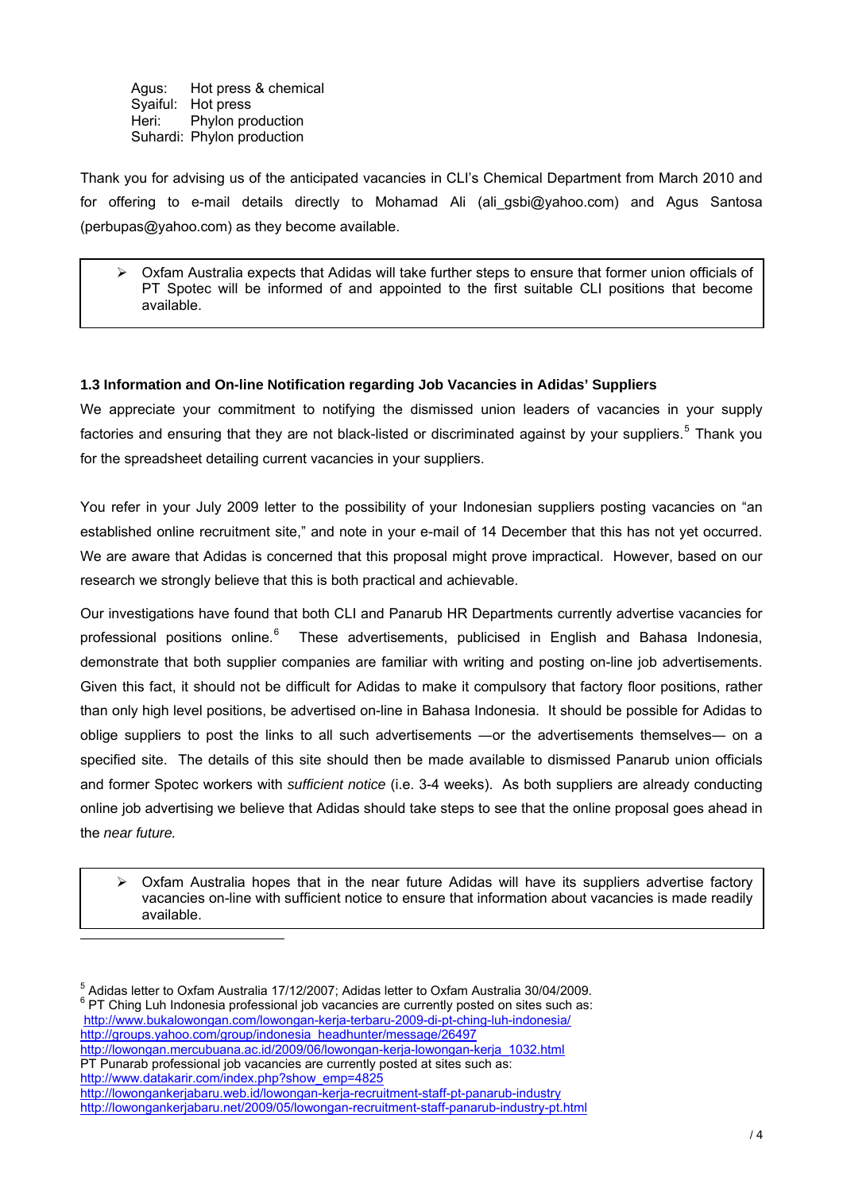Agus: Hot press & chemical
Syaiful: Hot press
Heri: Phylon production
Suhardi: Phylon production

Thank you for advising us of the anticipated vacancies in CLI's Chemical Department from March 2010 and for offering to e-mail details directly to Mohamad Ali (ali_gsbi@yahoo.com) and Agus Santosa (perbupas@yahoo.com) as they become available.

> - Oxfam Australia expects that Adidas will take further steps to ensure that former union officials of PT Spotec will be informed of and appointed to the first suitable CLI positions that become available.

### 1.3 Information and On-line Notification regarding Job Vacancies in Adidas' Suppliers

We appreciate your commitment to notifying the dismissed union leaders of vacancies in your supply factories and ensuring that they are not black-listed or discriminated against by your suppliers.[5] Thank you for the spreadsheet detailing current vacancies in your suppliers.

You refer in your July 2009 letter to the possibility of your Indonesian suppliers posting vacancies on "an established online recruitment site," and note in your e-mail of 14 December that this has not yet occurred. We are aware that Adidas is concerned that this proposal might prove impractical. However, based on our research we strongly believe that this is both practical and achievable.

Our investigations have found that both CLI and Panarub HR Departments currently advertise vacancies for professional positions online.[6] These advertisements, publicised in English and Bahasa Indonesia, demonstrate that both supplier companies are familiar with writing and posting on-line job advertisements. Given this fact, it should not be difficult for Adidas to make it compulsory that factory floor positions, rather than only high level positions, be advertised on-line in Bahasa Indonesia. It should be possible for Adidas to oblige suppliers to post the links to all such advertisements —or the advertisements themselves— on a specified site. The details of this site should then be made available to dismissed Panarub union officials and former Spotec workers with *sufficient notice* (i.e. 3-4 weeks). As both suppliers are already conducting online job advertising we believe that Adidas should take steps to see that the online proposal goes ahead in the *near future.*

> - Oxfam Australia hopes that in the near future Adidas will have its suppliers advertise factory vacancies on-line with sufficient notice to ensure that information about vacancies is made readily available.

---

[5] Adidas letter to Oxfam Australia 17/12/2007; Adidas letter to Oxfam Australia 30/04/2009.
[6] PT Ching Luh Indonesia professional job vacancies are currently posted on sites such as:
http://www.bukalowongan.com/lowongan-kerja-terbaru-2009-di-pt-ching-luh-indonesia/
http://groups.yahoo.com/group/indonesia_headhunter/message/26497
http://lowongan.mercubuana.ac.id/2009/06/lowongan-kerja-lowongan-kerja_1032.html
PT Punarab professional job vacancies are currently posted at sites such as:
http://www.datakarir.com/index.php?show_emp=4825
http://lowongankerjabaru.web.id/lowongan-recruitment-staff-pt-panarub-industry
http://lowongankerjabaru.net/2009/05/lowongan-recruitment-staff-panarub-industry-pt.html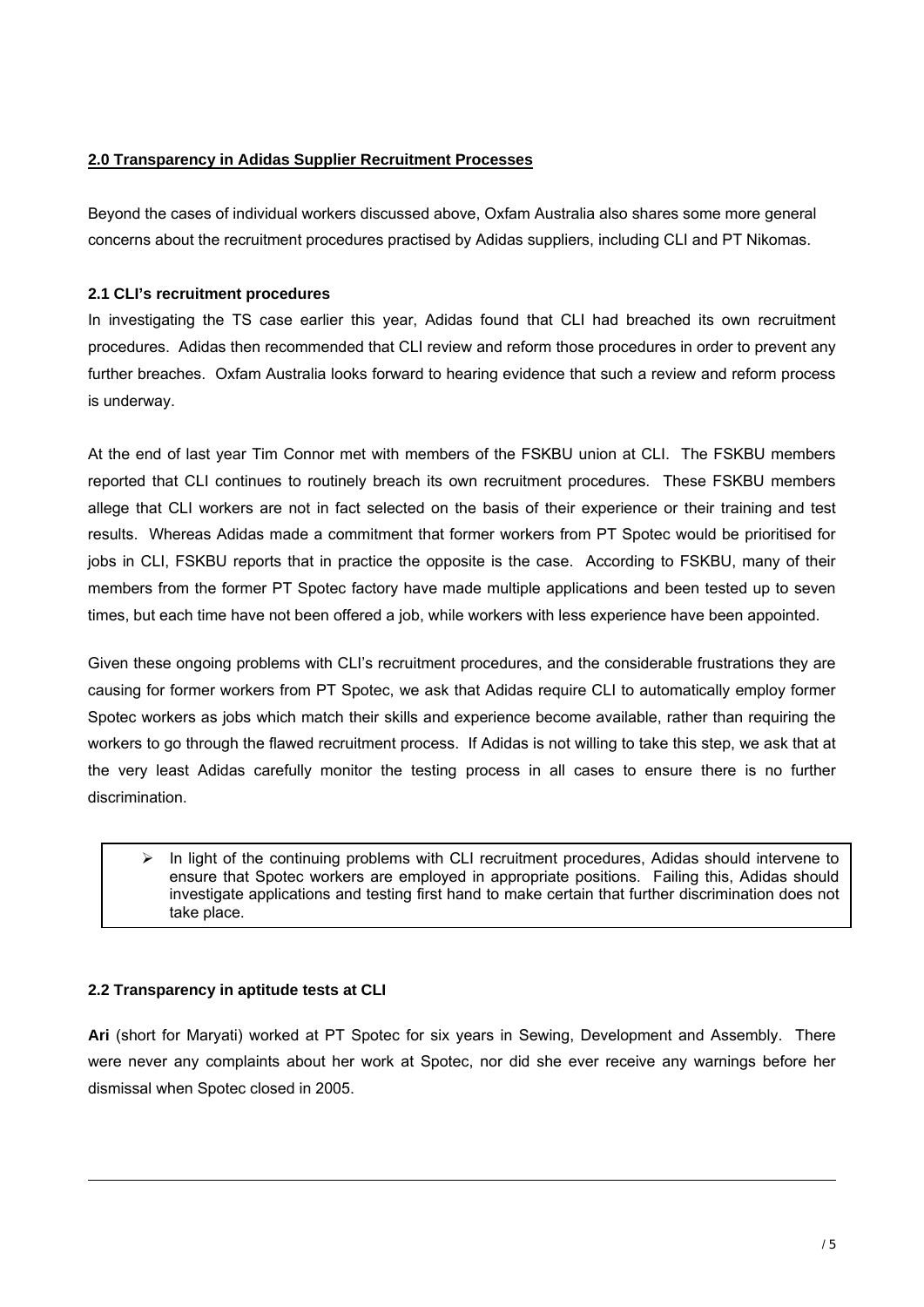## 2.0 Transparency in Adidas Supplier Recruitment Processes

Beyond the cases of individual workers discussed above, Oxfam Australia also shares some more general concerns about the recruitment procedures practised by Adidas suppliers, including CLI and PT Nikomas.

### 2.1 CLI's recruitment procedures

In investigating the TS case earlier this year, Adidas found that CLI had breached its own recruitment procedures. Adidas then recommended that CLI review and reform those procedures in order to prevent any further breaches. Oxfam Australia looks forward to hearing evidence that such a review and reform process is underway.

At the end of last year Tim Connor met with members of the FSKBU union at CLI. The FSKBU members reported that CLI continues to routinely breach its own recruitment procedures. These FSKBU members allege that CLI workers are not in fact selected on the basis of their experience or their training and test results. Whereas Adidas made a commitment that former workers from PT Spotec would be prioritised for jobs in CLI, FSKBU reports that in practice the opposite is the case. According to FSKBU, many of their members from the former PT Spotec factory have made multiple applications and been tested up to seven times, but each time have not been offered a job, while workers with less experience have been appointed.

Given these ongoing problems with CLI's recruitment procedures, and the considerable frustrations they are causing for former workers from PT Spotec, we ask that Adidas require CLI to automatically employ former Spotec workers as jobs which match their skills and experience become available, rather than requiring the workers to go through the flawed recruitment process. If Adidas is not willing to take this step, we ask that at the very least Adidas carefully monitor the testing process in all cases to ensure there is no further discrimination.

> - In light of the continuing problems with CLI recruitment procedures, Adidas should intervene to ensure that Spotec workers are employed in appropriate positions. Failing this, Adidas should investigate applications and testing first hand to make certain that further discrimination does not take place.

### 2.2 Transparency in aptitude tests at CLI

**Ari** (short for Maryati) worked at PT Spotec for six years in Sewing, Development and Assembly. There were never any complaints about her work at Spotec, nor did she ever receive any warnings before her dismissal when Spotec closed in 2005.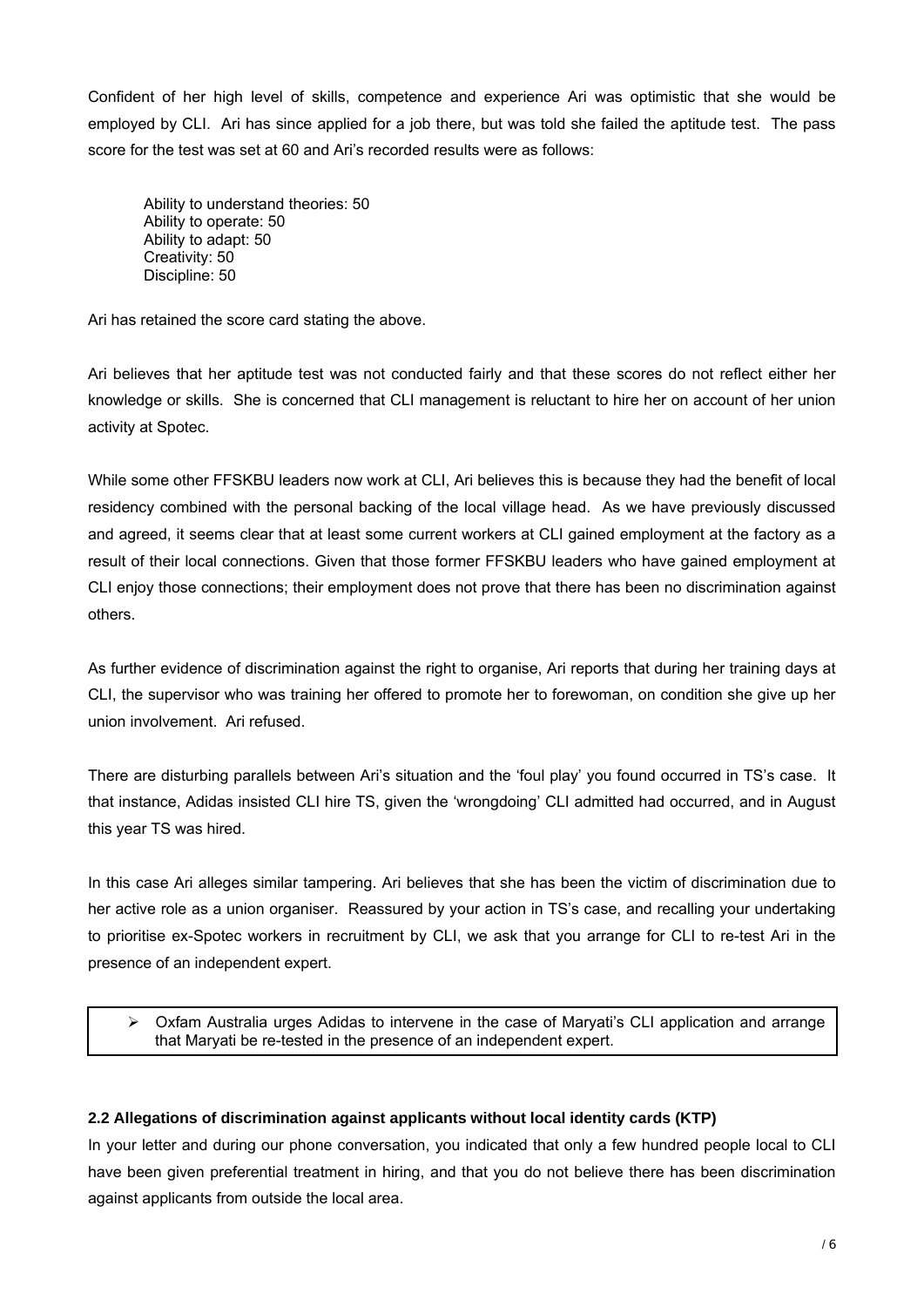Confident of her high level of skills, competence and experience Ari was optimistic that she would be employed by CLI. Ari has since applied for a job there, but was told she failed the aptitude test. The pass score for the test was set at 60 and Ari's recorded results were as follows:

Ability to understand theories: 50
Ability to operate: 50
Ability to adapt: 50
Creativity: 50
Discipline: 50

Ari has retained the score card stating the above.

Ari believes that her aptitude test was not conducted fairly and that these scores do not reflect either her knowledge or skills. She is concerned that CLI management is reluctant to hire her on account of her union activity at Spotec.

While some other FFSKBU leaders now work at CLI, Ari believes this is because they had the benefit of local residency combined with the personal backing of the local village head. As we have previously discussed and agreed, it seems clear that at least some current workers at CLI gained employment at the factory as a result of their local connections. Given that those former FFSKBU leaders who have gained employment at CLI enjoy those connections; their employment does not prove that there has been no discrimination against others.

As further evidence of discrimination against the right to organise, Ari reports that during her training days at CLI, the supervisor who was training her offered to promote her to forewoman, on condition she give up her union involvement. Ari refused.

There are disturbing parallels between Ari's situation and the 'foul play' you found occurred in TS's case. It that instance, Adidas insisted CLI hire TS, given the 'wrongdoing' CLI admitted had occurred, and in August this year TS was hired.

In this case Ari alleges similar tampering. Ari believes that she has been the victim of discrimination due to her active role as a union organiser. Reassured by your action in TS's case, and recalling your undertaking to prioritise ex-Spotec workers in recruitment by CLI, we ask that you arrange for CLI to re-test Ari in the presence of an independent expert.

> - Oxfam Australia urges Adidas to intervene in the case of Maryati's CLI application and arrange that Maryati be re-tested in the presence of an independent expert.

**2.2 Allegations of discrimination against applicants without local identity cards (KTP)**

In your letter and during our phone conversation, you indicated that only a few hundred people local to CLI have been given preferential treatment in hiring, and that you do not believe there has been discrimination against applicants from outside the local area.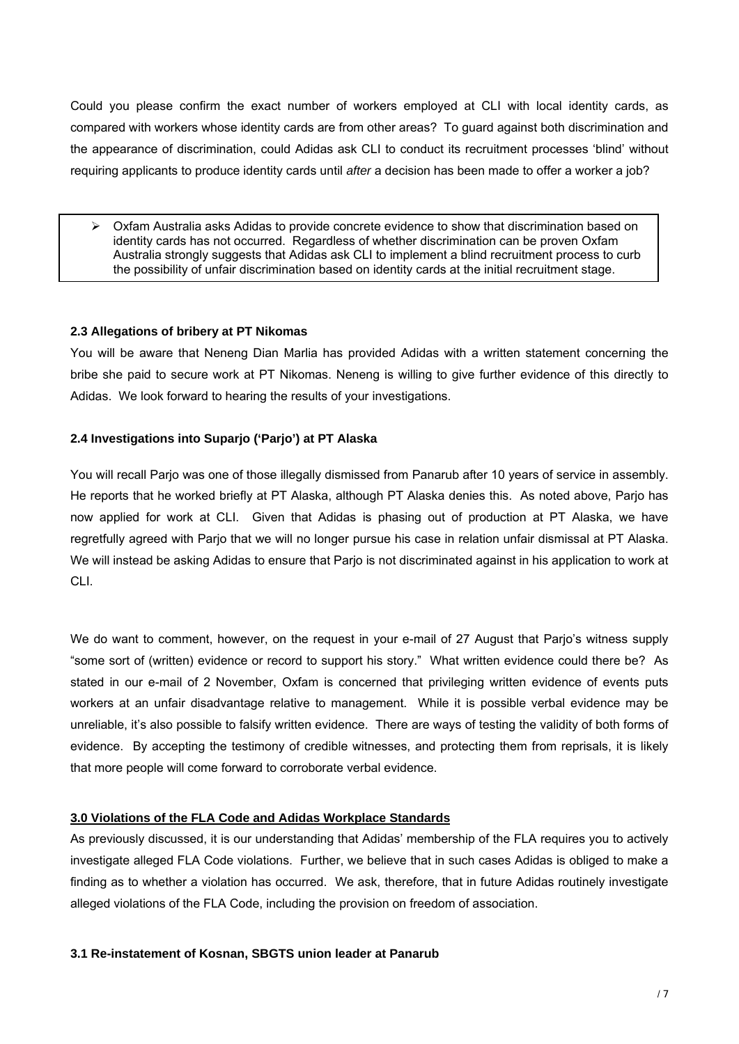Could you please confirm the exact number of workers employed at CLI with local identity cards, as compared with workers whose identity cards are from other areas? To guard against both discrimination and the appearance of discrimination, could Adidas ask CLI to conduct its recruitment processes 'blind' without requiring applicants to produce identity cards until *after* a decision has been made to offer a worker a job?

> - Oxfam Australia asks Adidas to provide concrete evidence to show that discrimination based on identity cards has not occurred. Regardless of whether discrimination can be proven Oxfam Australia strongly suggests that Adidas ask CLI to implement a blind recruitment process to curb the possibility of unfair discrimination based on identity cards at the initial recruitment stage.

### 2.3 Allegations of bribery at PT Nikomas

You will be aware that Neneng Dian Marlia has provided Adidas with a written statement concerning the bribe she paid to secure work at PT Nikomas. Neneng is willing to give further evidence of this directly to Adidas. We look forward to hearing the results of your investigations.

### 2.4 Investigations into Suparjo ('Parjo') at PT Alaska

You will recall Parjo was one of those illegally dismissed from Panarub after 10 years of service in assembly. He reports that he worked briefly at PT Alaska, although PT Alaska denies this. As noted above, Parjo has now applied for work at CLI. Given that Adidas is phasing out of production at PT Alaska, we have regretfully agreed with Parjo that we will no longer pursue his case in relation unfair dismissal at PT Alaska. We will instead be asking Adidas to ensure that Parjo is not discriminated against in his application to work at CLI.

We do want to comment, however, on the request in your e-mail of 27 August that Parjo's witness supply "some sort of (written) evidence or record to support his story." What written evidence could there be? As stated in our e-mail of 2 November, Oxfam is concerned that privileging written evidence of events puts workers at an unfair disadvantage relative to management. While it is possible verbal evidence may be unreliable, it's also possible to falsify written evidence. There are ways of testing the validity of both forms of evidence. By accepting the testimony of credible witnesses, and protecting them from reprisals, it is likely that more people will come forward to corroborate verbal evidence.

## 3.0 Violations of the FLA Code and Adidas Workplace Standards

As previously discussed, it is our understanding that Adidas' membership of the FLA requires you to actively investigate alleged FLA Code violations. Further, we believe that in such cases Adidas is obliged to make a finding as to whether a violation has occurred. We ask, therefore, that in future Adidas routinely investigate alleged violations of the FLA Code, including the provision on freedom of association.

### 3.1 Re-instatement of Kosnan, SBGTS union leader at Panarub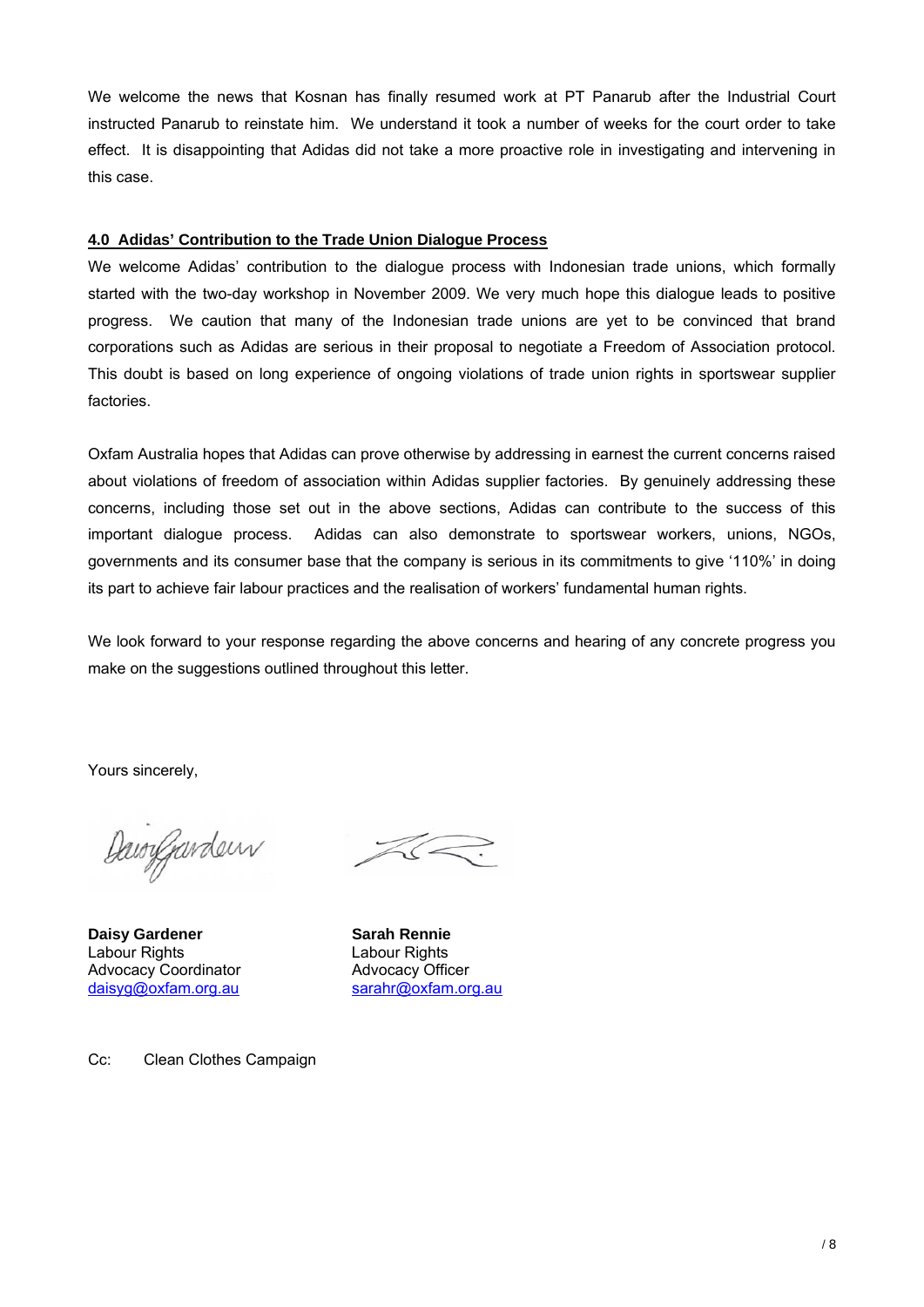We welcome the news that Kosnan has finally resumed work at PT Panarub after the Industrial Court instructed Panarub to reinstate him. We understand it took a number of weeks for the court order to take effect. It is disappointing that Adidas did not take a more proactive role in investigating and intervening in this case.

## 4.0 Adidas' Contribution to the Trade Union Dialogue Process

We welcome Adidas' contribution to the dialogue process with Indonesian trade unions, which formally started with the two-day workshop in November 2009. We very much hope this dialogue leads to positive progress. We caution that many of the Indonesian trade unions are yet to be convinced that brand corporations such as Adidas are serious in their proposal to negotiate a Freedom of Association protocol. This doubt is based on long experience of ongoing violations of trade union rights in sportswear supplier factories.

Oxfam Australia hopes that Adidas can prove otherwise by addressing in earnest the current concerns raised about violations of freedom of association within Adidas supplier factories. By genuinely addressing these concerns, including those set out in the above sections, Adidas can contribute to the success of this important dialogue process. Adidas can also demonstrate to sportswear workers, unions, NGOs, governments and its consumer base that the company is serious in its commitments to give '110%' in doing its part to achieve fair labour practices and the realisation of workers' fundamental human rights.

We look forward to your response regarding the above concerns and hearing of any concrete progress you make on the suggestions outlined throughout this letter.

Yours sincerely,

**Daisy Gardener**
Labour Rights
Advocacy Coordinator
daisyg@oxfam.org.au

**Sarah Rennie**
Labour Rights
Advocacy Officer
sarahr@oxfam.org.au

Cc: Clean Clothes Campaign